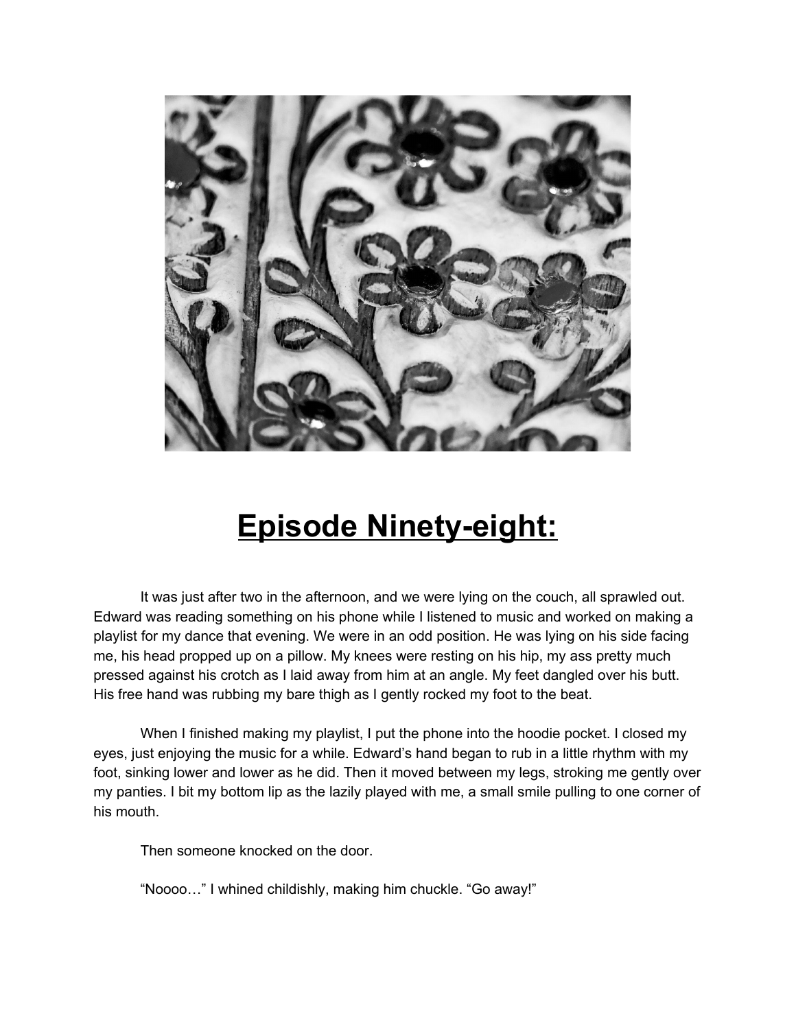# Episode Ninety-eight:

It was just after two in the afternoon, and we were lying on the couch, all sprawled out. Edward was reading something on his phone while I listened to music and worked on making a playlist for my dance that evening. We were in an odd position. He was lying on his side facing me, his head propped up on a pillow. My knees were resting on his hip, my ass pretty much pressed against his crotch as I laid away from him at an angle. My feet dangled over his butt. His free hand was rubbing my bare thigh as I gently rocked my foot to the beat.

When I finished making my playlist, I put the phone into the hoodie pocket. I closed my eyes, just enjoying the music for a while. Edward's hand began to rub in a little rhythm with my foot, sinking lower and lower as he did. Then it moved between my legs, stroking me gently over my panties. I bit my bottom lip as the lazily played with me, a small smile pulling to one corner of his mouth.

Then someone knocked on the door.

"Noooo…" I whined childishly, making him chuckle. "Go away!"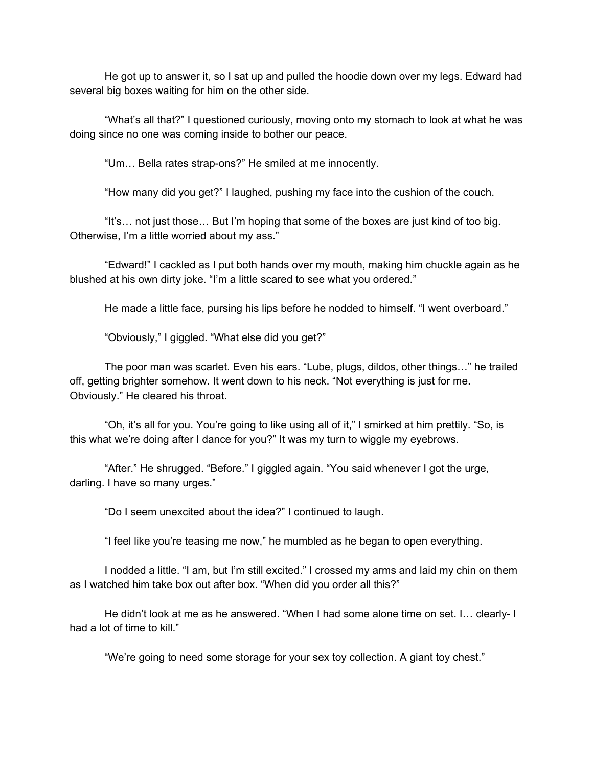He got up to answer it, so I sat up and pulled the hoodie down over my legs. Edward had several big boxes waiting for him on the other side.

"What's all that?" I questioned curiously, moving onto my stomach to look at what he was doing since no one was coming inside to bother our peace.

"Um… Bella rates strap-ons?" He smiled at me innocently.

"How many did you get?" I laughed, pushing my face into the cushion of the couch.

"It's… not just those… But I'm hoping that some of the boxes are just kind of too big. Otherwise, I'm a little worried about my ass."

"Edward!" I cackled as I put both hands over my mouth, making him chuckle again as he blushed at his own dirty joke. "I'm a little scared to see what you ordered."

He made a little face, pursing his lips before he nodded to himself. "I went overboard."

"Obviously," I giggled. "What else did you get?"

The poor man was scarlet. Even his ears. "Lube, plugs, dildos, other things…" he trailed off, getting brighter somehow. It went down to his neck. "Not everything is just for me. Obviously." He cleared his throat.

"Oh, it's all for you. You're going to like using all of it," I smirked at him prettily. "So, is this what we're doing after I dance for you?" It was my turn to wiggle my eyebrows.

"After." He shrugged. "Before." I giggled again. "You said whenever I got the urge, darling. I have so many urges."

"Do I seem unexcited about the idea?" I continued to laugh.

"I feel like you're teasing me now," he mumbled as he began to open everything.

I nodded a little. "I am, but I'm still excited." I crossed my arms and laid my chin on them as I watched him take box out after box. "When did you order all this?"

He didn't look at me as he answered. "When I had some alone time on set. I… clearly- I had a lot of time to kill."

"We're going to need some storage for your sex toy collection. A giant toy chest."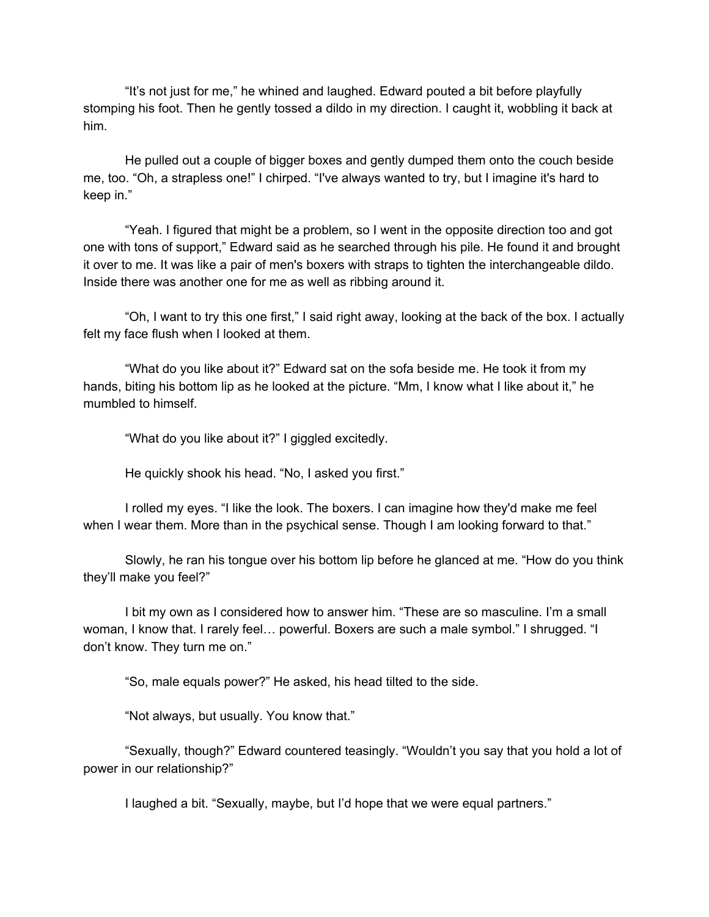"It's not just for me," he whined and laughed. Edward pouted a bit before playfully stomping his foot. Then he gently tossed a dildo in my direction. I caught it, wobbling it back at him.

He pulled out a couple of bigger boxes and gently dumped them onto the couch beside me, too. "Oh, a strapless one!" I chirped. "I've always wanted to try, but I imagine it's hard to keep in."

"Yeah. I figured that might be a problem, so I went in the opposite direction too and got one with tons of support," Edward said as he searched through his pile. He found it and brought it over to me. It was like a pair of men's boxers with straps to tighten the interchangeable dildo. Inside there was another one for me as well as ribbing around it.

"Oh, I want to try this one first," I said right away, looking at the back of the box. I actually felt my face flush when I looked at them.

"What do you like about it?" Edward sat on the sofa beside me. He took it from my hands, biting his bottom lip as he looked at the picture. "Mm, I know what I like about it," he mumbled to himself.

"What do you like about it?" I giggled excitedly.

He quickly shook his head. "No, I asked you first."

I rolled my eyes. "I like the look. The boxers. I can imagine how they'd make me feel when I wear them. More than in the psychical sense. Though I am looking forward to that."

Slowly, he ran his tongue over his bottom lip before he glanced at me. "How do you think they'll make you feel?"

I bit my own as I considered how to answer him. "These are so masculine. I'm a small woman, I know that. I rarely feel… powerful. Boxers are such a male symbol." I shrugged. "I don't know. They turn me on."

"So, male equals power?" He asked, his head tilted to the side.

"Not always, but usually. You know that."

"Sexually, though?" Edward countered teasingly. "Wouldn't you say that you hold a lot of power in our relationship?"

I laughed a bit. "Sexually, maybe, but I'd hope that we were equal partners."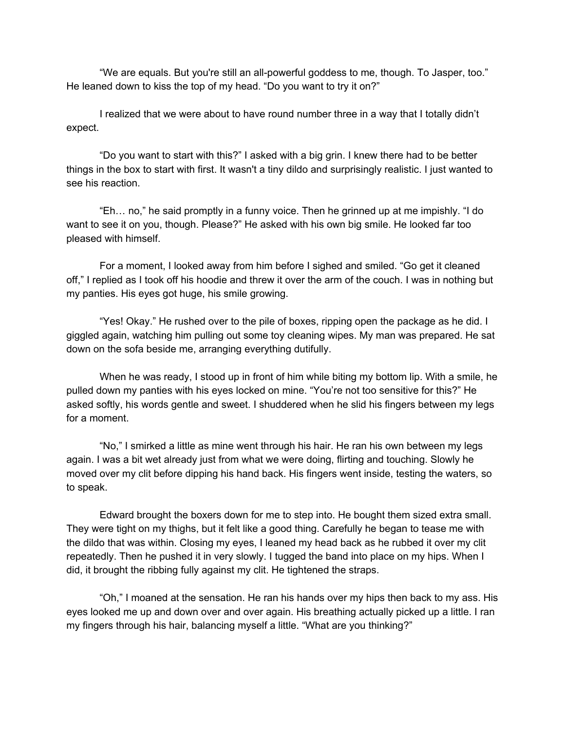"We are equals. But you're still an all-powerful goddess to me, though. To Jasper, too." He leaned down to kiss the top of my head. "Do you want to try it on?"

I realized that we were about to have round number three in a way that I totally didn't expect.

"Do you want to start with this?" I asked with a big grin. I knew there had to be better things in the box to start with first. It wasn't a tiny dildo and surprisingly realistic. I just wanted to see his reaction.

"Eh… no," he said promptly in a funny voice. Then he grinned up at me impishly. "I do want to see it on you, though. Please?" He asked with his own big smile. He looked far too pleased with himself.

For a moment, I looked away from him before I sighed and smiled. "Go get it cleaned off," I replied as I took off his hoodie and threw it over the arm of the couch. I was in nothing but my panties. His eyes got huge, his smile growing.

"Yes! Okay." He rushed over to the pile of boxes, ripping open the package as he did. I giggled again, watching him pulling out some toy cleaning wipes. My man was prepared. He sat down on the sofa beside me, arranging everything dutifully.

When he was ready, I stood up in front of him while biting my bottom lip. With a smile, he pulled down my panties with his eyes locked on mine. "You're not too sensitive for this?" He asked softly, his words gentle and sweet. I shuddered when he slid his fingers between my legs for a moment.

"No," I smirked a little as mine went through his hair. He ran his own between my legs again. I was a bit wet already just from what we were doing, flirting and touching. Slowly he moved over my clit before dipping his hand back. His fingers went inside, testing the waters, so to speak.

Edward brought the boxers down for me to step into. He bought them sized extra small. They were tight on my thighs, but it felt like a good thing. Carefully he began to tease me with the dildo that was within. Closing my eyes, I leaned my head back as he rubbed it over my clit repeatedly. Then he pushed it in very slowly. I tugged the band into place on my hips. When I did, it brought the ribbing fully against my clit. He tightened the straps.

"Oh," I moaned at the sensation. He ran his hands over my hips then back to my ass. His eyes looked me up and down over and over again. His breathing actually picked up a little. I ran my fingers through his hair, balancing myself a little. "What are you thinking?"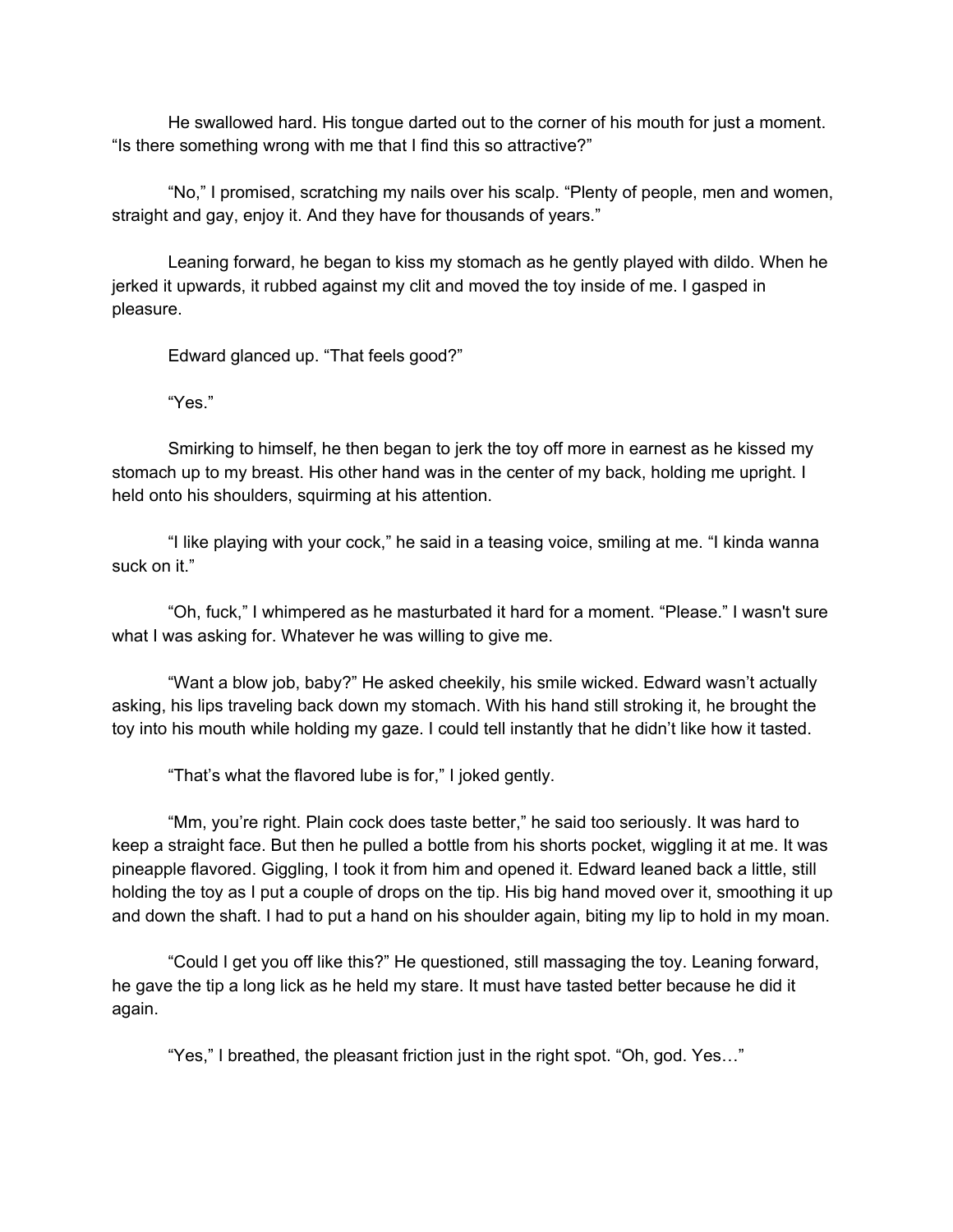He swallowed hard. His tongue darted out to the corner of his mouth for just a moment. "Is there something wrong with me that I find this so attractive?"

"No," I promised, scratching my nails over his scalp. "Plenty of people, men and women, straight and gay, enjoy it. And they have for thousands of years."

Leaning forward, he began to kiss my stomach as he gently played with dildo. When he jerked it upwards, it rubbed against my clit and moved the toy inside of me. I gasped in pleasure.

Edward glanced up. "That feels good?"

"Yes."

Smirking to himself, he then began to jerk the toy off more in earnest as he kissed my stomach up to my breast. His other hand was in the center of my back, holding me upright. I held onto his shoulders, squirming at his attention.

"I like playing with your cock," he said in a teasing voice, smiling at me. "I kinda wanna suck on it."

"Oh, fuck," I whimpered as he masturbated it hard for a moment. "Please." I wasn't sure what I was asking for. Whatever he was willing to give me.

"Want a blow job, baby?" He asked cheekily, his smile wicked. Edward wasn't actually asking, his lips traveling back down my stomach. With his hand still stroking it, he brought the toy into his mouth while holding my gaze. I could tell instantly that he didn't like how it tasted.

"That's what the flavored lube is for," I joked gently.

"Mm, you're right. Plain cock does taste better," he said too seriously. It was hard to keep a straight face. But then he pulled a bottle from his shorts pocket, wiggling it at me. It was pineapple flavored. Giggling, I took it from him and opened it. Edward leaned back a little, still holding the toy as I put a couple of drops on the tip. His big hand moved over it, smoothing it up and down the shaft. I had to put a hand on his shoulder again, biting my lip to hold in my moan.

"Could I get you off like this?" He questioned, still massaging the toy. Leaning forward, he gave the tip a long lick as he held my stare. It must have tasted better because he did it again.

"Yes," I breathed, the pleasant friction just in the right spot. "Oh, god. Yes…"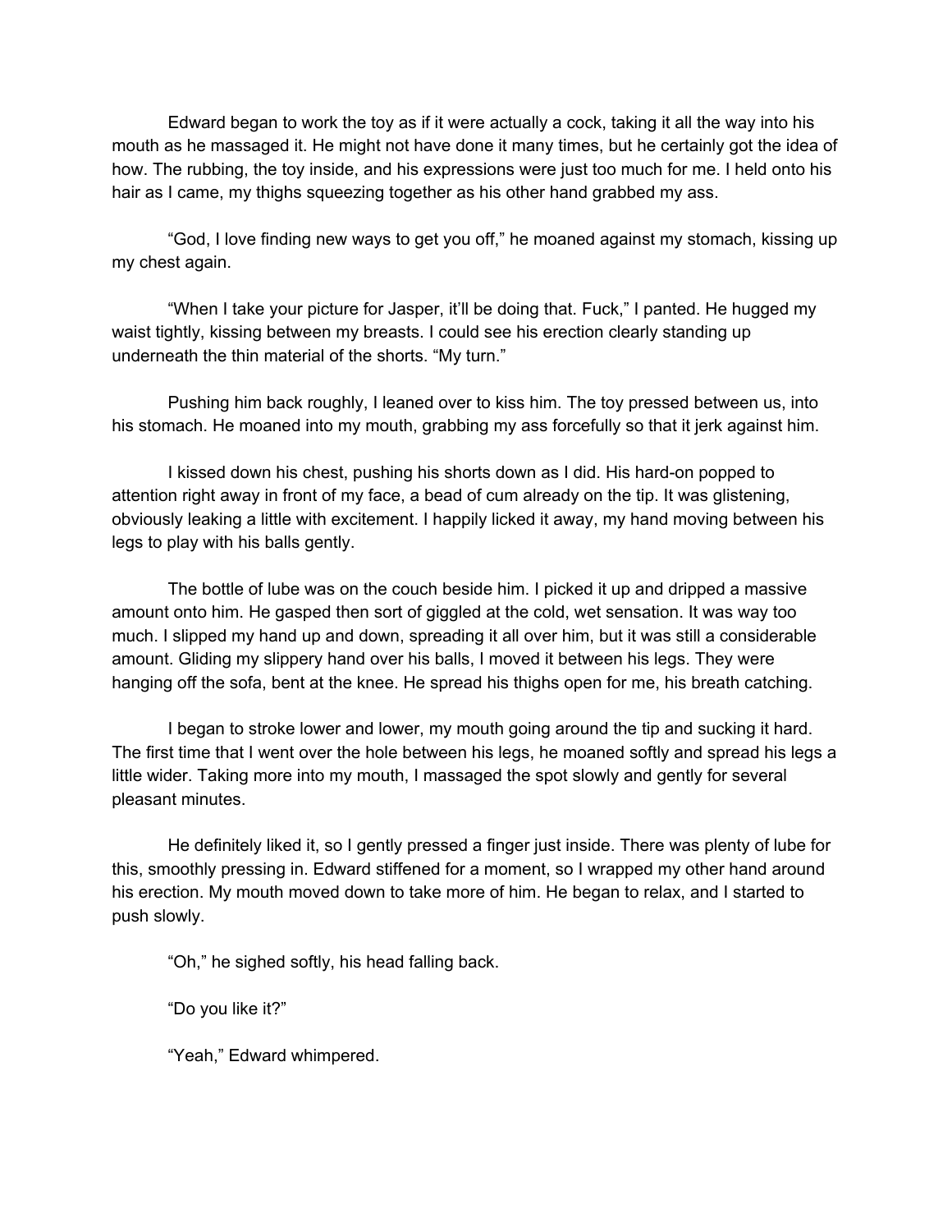Edward began to work the toy as if it were actually a cock, taking it all the way into his mouth as he massaged it. He might not have done it many times, but he certainly got the idea of how. The rubbing, the toy inside, and his expressions were just too much for me. I held onto his hair as I came, my thighs squeezing together as his other hand grabbed my ass.

"God, I love finding new ways to get you off," he moaned against my stomach, kissing up my chest again.

"When I take your picture for Jasper, it'll be doing that. Fuck," I panted. He hugged my waist tightly, kissing between my breasts. I could see his erection clearly standing up underneath the thin material of the shorts. "My turn."

Pushing him back roughly, I leaned over to kiss him. The toy pressed between us, into his stomach. He moaned into my mouth, grabbing my ass forcefully so that it jerk against him.

I kissed down his chest, pushing his shorts down as I did. His hard-on popped to attention right away in front of my face, a bead of cum already on the tip. It was glistening, obviously leaking a little with excitement. I happily licked it away, my hand moving between his legs to play with his balls gently.

The bottle of lube was on the couch beside him. I picked it up and dripped a massive amount onto him. He gasped then sort of giggled at the cold, wet sensation. It was way too much. I slipped my hand up and down, spreading it all over him, but it was still a considerable amount. Gliding my slippery hand over his balls, I moved it between his legs. They were hanging off the sofa, bent at the knee. He spread his thighs open for me, his breath catching.

I began to stroke lower and lower, my mouth going around the tip and sucking it hard. The first time that I went over the hole between his legs, he moaned softly and spread his legs a little wider. Taking more into my mouth, I massaged the spot slowly and gently for several pleasant minutes.

He definitely liked it, so I gently pressed a finger just inside. There was plenty of lube for this, smoothly pressing in. Edward stiffened for a moment, so I wrapped my other hand around his erection. My mouth moved down to take more of him. He began to relax, and I started to push slowly.

"Oh," he sighed softly, his head falling back.

"Do you like it?"

"Yeah," Edward whimpered.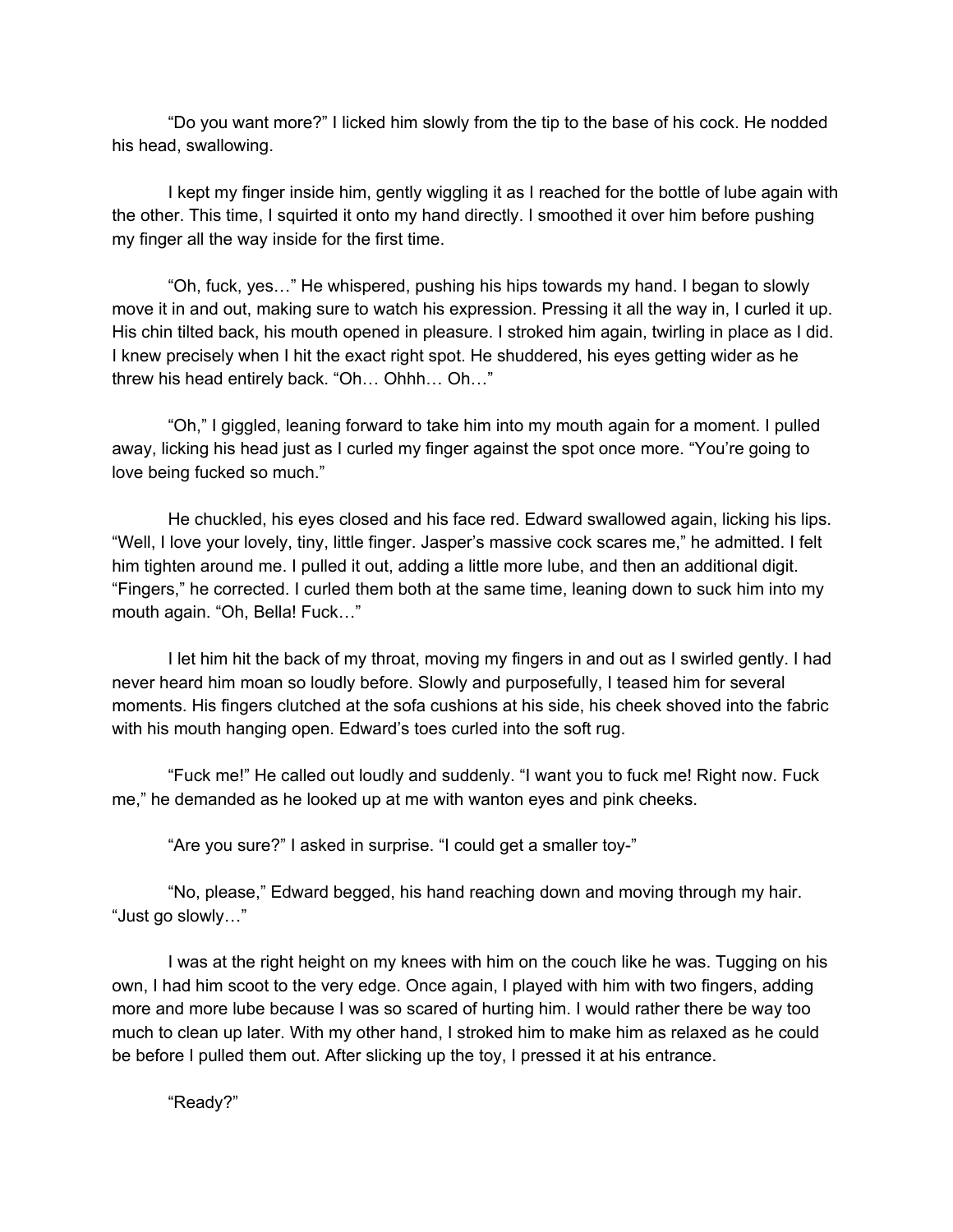"Do you want more?" I licked him slowly from the tip to the base of his cock. He nodded his head, swallowing.

I kept my finger inside him, gently wiggling it as I reached for the bottle of lube again with the other. This time, I squirted it onto my hand directly. I smoothed it over him before pushing my finger all the way inside for the first time.

"Oh, fuck, yes…" He whispered, pushing his hips towards my hand. I began to slowly move it in and out, making sure to watch his expression. Pressing it all the way in, I curled it up. His chin tilted back, his mouth opened in pleasure. I stroked him again, twirling in place as I did. I knew precisely when I hit the exact right spot. He shuddered, his eyes getting wider as he threw his head entirely back. "Oh… Ohhh… Oh…"

"Oh," I giggled, leaning forward to take him into my mouth again for a moment. I pulled away, licking his head just as I curled my finger against the spot once more. "You're going to love being fucked so much."

He chuckled, his eyes closed and his face red. Edward swallowed again, licking his lips. "Well, I love your lovely, tiny, little finger. Jasper's massive cock scares me," he admitted. I felt him tighten around me. I pulled it out, adding a little more lube, and then an additional digit. "Fingers," he corrected. I curled them both at the same time, leaning down to suck him into my mouth again. "Oh, Bella! Fuck…"

I let him hit the back of my throat, moving my fingers in and out as I swirled gently. I had never heard him moan so loudly before. Slowly and purposefully, I teased him for several moments. His fingers clutched at the sofa cushions at his side, his cheek shoved into the fabric with his mouth hanging open. Edward's toes curled into the soft rug.

"Fuck me!" He called out loudly and suddenly. "I want you to fuck me! Right now. Fuck me," he demanded as he looked up at me with wanton eyes and pink cheeks.

"Are you sure?" I asked in surprise. "I could get a smaller toy-"

"No, please," Edward begged, his hand reaching down and moving through my hair. "Just go slowly…"

I was at the right height on my knees with him on the couch like he was. Tugging on his own, I had him scoot to the very edge. Once again, I played with him with two fingers, adding more and more lube because I was so scared of hurting him. I would rather there be way too much to clean up later. With my other hand, I stroked him to make him as relaxed as he could be before I pulled them out. After slicking up the toy, I pressed it at his entrance.

"Ready?"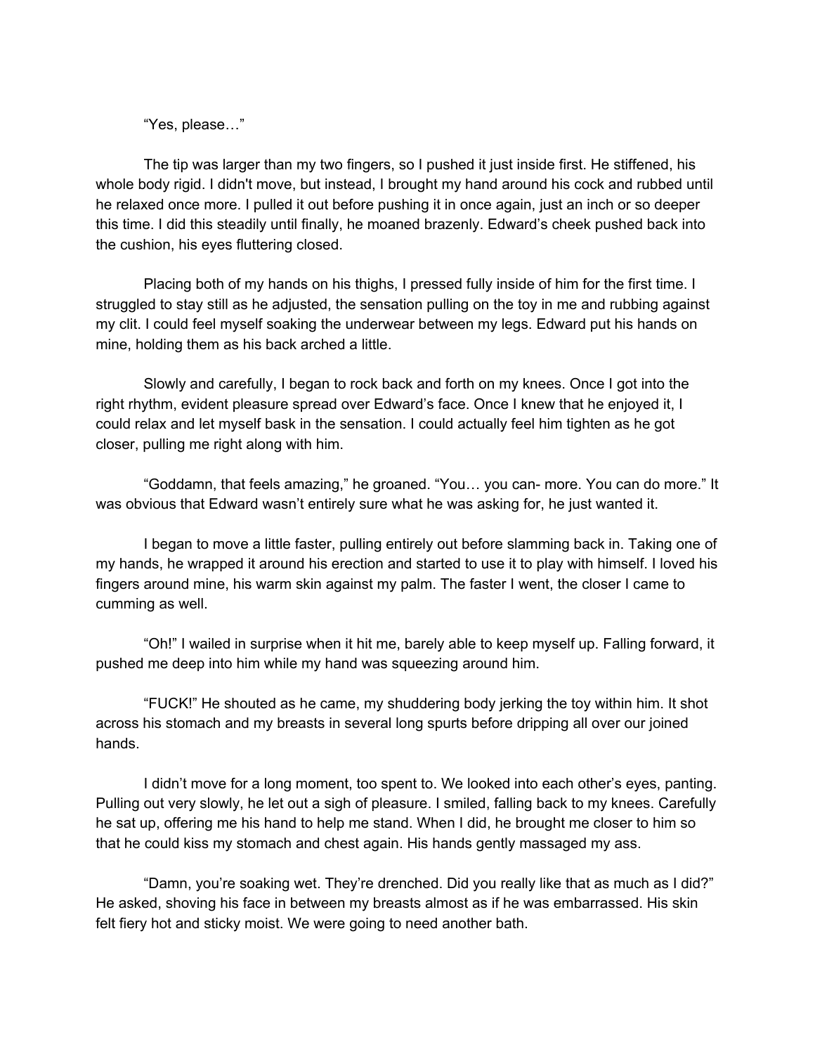"Yes, please…"

The tip was larger than my two fingers, so I pushed it just inside first. He stiffened, his whole body rigid. I didn't move, but instead, I brought my hand around his cock and rubbed until he relaxed once more. I pulled it out before pushing it in once again, just an inch or so deeper this time. I did this steadily until finally, he moaned brazenly. Edward's cheek pushed back into the cushion, his eyes fluttering closed.

Placing both of my hands on his thighs, I pressed fully inside of him for the first time. I struggled to stay still as he adjusted, the sensation pulling on the toy in me and rubbing against my clit. I could feel myself soaking the underwear between my legs. Edward put his hands on mine, holding them as his back arched a little.

Slowly and carefully, I began to rock back and forth on my knees. Once I got into the right rhythm, evident pleasure spread over Edward's face. Once I knew that he enjoyed it, I could relax and let myself bask in the sensation. I could actually feel him tighten as he got closer, pulling me right along with him.

"Goddamn, that feels amazing," he groaned. "You… you can- more. You can do more." It was obvious that Edward wasn't entirely sure what he was asking for, he just wanted it.

I began to move a little faster, pulling entirely out before slamming back in. Taking one of my hands, he wrapped it around his erection and started to use it to play with himself. I loved his fingers around mine, his warm skin against my palm. The faster I went, the closer I came to cumming as well.

"Oh!" I wailed in surprise when it hit me, barely able to keep myself up. Falling forward, it pushed me deep into him while my hand was squeezing around him.

"FUCK!" He shouted as he came, my shuddering body jerking the toy within him. It shot across his stomach and my breasts in several long spurts before dripping all over our joined hands.

I didn't move for a long moment, too spent to. We looked into each other's eyes, panting. Pulling out very slowly, he let out a sigh of pleasure. I smiled, falling back to my knees. Carefully he sat up, offering me his hand to help me stand. When I did, he brought me closer to him so that he could kiss my stomach and chest again. His hands gently massaged my ass.

"Damn, you're soaking wet. They're drenched. Did you really like that as much as I did?" He asked, shoving his face in between my breasts almost as if he was embarrassed. His skin felt fiery hot and sticky moist. We were going to need another bath.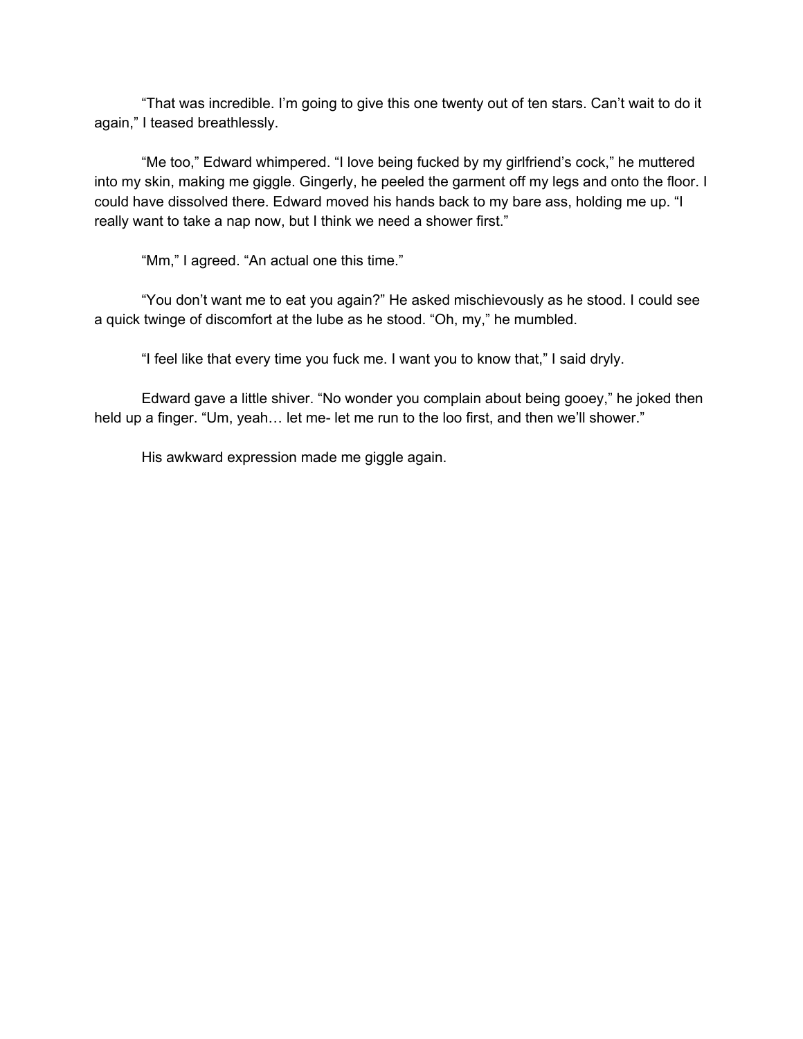“That was incredible. I’m going to give this one twenty out of ten stars. Can’t wait to do it again,” I teased breathlessly.

“Me too,” Edward whimpered. “I love being fucked by my girlfriend’s cock,” he muttered into my skin, making me giggle. Gingerly, he peeled the garment off my legs and onto the floor. I could have dissolved there. Edward moved his hands back to my bare ass, holding me up. “I really want to take a nap now, but I think we need a shower first.”

“Mm,” I agreed. “An actual one this time.”

“You don’t want me to eat you again?” He asked mischievously as he stood. I could see a quick twinge of discomfort at the lube as he stood. “Oh, my,” he mumbled.

“I feel like that every time you fuck me. I want you to know that,” I said dryly.

Edward gave a little shiver. “No wonder you complain about being gooey,” he joked then held up a finger. “Um, yeah… let me- let me run to the loo first, and then we’ll shower.”

His awkward expression made me giggle again.